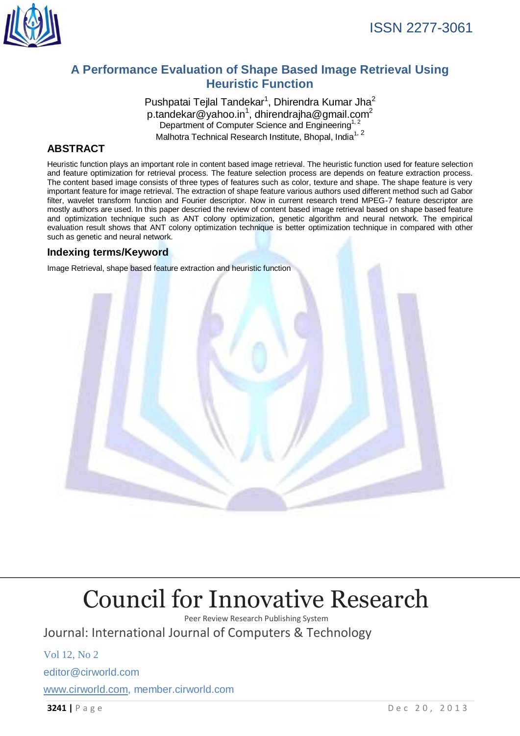ISSN 2277-3061

# A Performance Evaluation of Shape Based Image Retrieval Using Heuristic Function

Pushpatai Tejlal Tandekar[1], Dhirendra Kumar Jha[2]
p.tandekar@yahoo.in[1], dhirendrajha@gmail.com[2]
Department of Computer Science and Engineering[1, 2]
Malhotra Technical Research Institute, Bhopal, India[1, 2]

## ABSTRACT

Heuristic function plays an important role in content based image retrieval. The heuristic function used for feature selection and feature optimization for retrieval process. The feature selection process are depends on feature extraction process. The content based image consists of three types of features such as color, texture and shape. The shape feature is very important feature for image retrieval. The extraction of shape feature various authors used different method such ad Gabor filter, wavelet transform function and Fourier descriptor. Now in current research trend MPEG-7 feature descriptor are mostly authors are used. In this paper descried the review of content based image retrieval based on shape based feature and optimization technique such as ANT colony optimization, genetic algorithm and neural network. The empirical evaluation result shows that ANT colony optimization technique is better optimization technique in compared with other such as genetic and neural network.

## Indexing terms/Keyword

Image Retrieval, shape based feature extraction and heuristic function

# Council for Innovative Research

Peer Review Research Publishing System

Journal: International Journal of Computers & Technology

Vol 12, No 2

editor@cirworld.com

www.cirworld.com, member.cirworld.com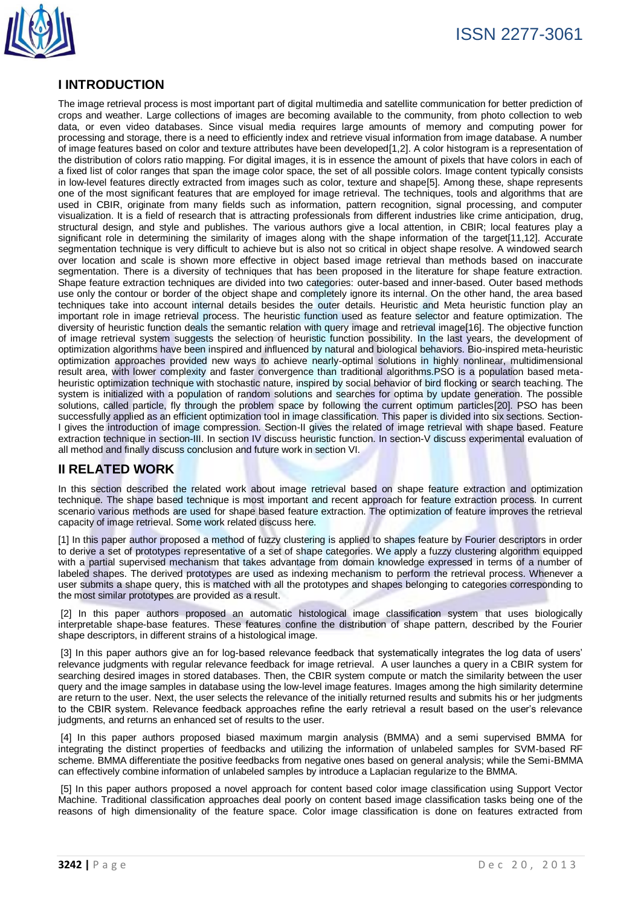## I INTRODUCTION

The image retrieval process is most important part of digital multimedia and satellite communication for better prediction of crops and weather. Large collections of images are becoming available to the community, from photo collection to web data, or even video databases. Since visual media requires large amounts of memory and computing power for processing and storage, there is a need to efficiently index and retrieve visual information from image database. A number of image features based on color and texture attributes have been developed[1,2]. A color histogram is a representation of the distribution of colors ratio mapping. For digital images, it is in essence the amount of pixels that have colors in each of a fixed list of color ranges that span the image color space, the set of all possible colors. Image content typically consists in low-level features directly extracted from images such as color, texture and shape[5]. Among these, shape represents one of the most significant features that are employed for image retrieval. The techniques, tools and algorithms that are used in CBIR, originate from many fields such as information, pattern recognition, signal processing, and computer visualization. It is a field of research that is attracting professionals from different industries like crime anticipation, drug, structural design, and style and publishes. The various authors give a local attention, in CBIR; local features play a significant role in determining the similarity of images along with the shape information of the target[11,12]. Accurate segmentation technique is very difficult to achieve but is also not so critical in object shape resolve. A windowed search over location and scale is shown more effective in object based image retrieval than methods based on inaccurate segmentation. There is a diversity of techniques that has been proposed in the literature for shape feature extraction. Shape feature extraction techniques are divided into two categories: outer-based and inner-based. Outer based methods use only the contour or border of the object shape and completely ignore its internal. On the other hand, the area based techniques take into account internal details besides the outer details. Heuristic and Meta heuristic function play an important role in image retrieval process. The heuristic function used as feature selector and feature optimization. The diversity of heuristic function deals the semantic relation with query image and retrieval image[16]. The objective function of image retrieval system suggests the selection of heuristic function possibility. In the last years, the development of optimization algorithms have been inspired and influenced by natural and biological behaviors. Bio-inspired meta-heuristic optimization approaches provided new ways to achieve nearly-optimal solutions in highly nonlinear, multidimensional result area, with lower complexity and faster convergence than traditional algorithms.PSO is a population based meta-heuristic optimization technique with stochastic nature, inspired by social behavior of bird flocking or search teaching. The system is initialized with a population of random solutions and searches for optima by update generation. The possible solutions, called particle, fly through the problem space by following the current optimum particles[20]. PSO has been successfully applied as an efficient optimization tool in image classification. This paper is divided into six sections. Section-I gives the introduction of image compression. Section-II gives the related of image retrieval with shape based. Feature extraction technique in section-III. In section IV discuss heuristic function. In section-V discuss experimental evaluation of all method and finally discuss conclusion and future work in section VI.

## II RELATED WORK

In this section described the related work about image retrieval based on shape feature extraction and optimization technique. The shape based technique is most important and recent approach for feature extraction process. In current scenario various methods are used for shape based feature extraction. The optimization of feature improves the retrieval capacity of image retrieval. Some work related discuss here.

[1] In this paper author proposed a method of fuzzy clustering is applied to shapes feature by Fourier descriptors in order to derive a set of prototypes representative of a set of shape categories. We apply a fuzzy clustering algorithm equipped with a partial supervised mechanism that takes advantage from domain knowledge expressed in terms of a number of labeled shapes. The derived prototypes are used as indexing mechanism to perform the retrieval process. Whenever a user submits a shape query, this is matched with all the prototypes and shapes belonging to categories corresponding to the most similar prototypes are provided as a result.

[2] In this paper authors proposed an automatic histological image classification system that uses biologically interpretable shape-base features. These features confine the distribution of shape pattern, described by the Fourier shape descriptors, in different strains of a histological image.

[3] In this paper authors give an for log-based relevance feedback that systematically integrates the log data of users' relevance judgments with regular relevance feedback for image retrieval. A user launches a query in a CBIR system for searching desired images in stored databases. Then, the CBIR system compute or match the similarity between the user query and the image samples in database using the low-level image features. Images among the high similarity determine are return to the user. Next, the user selects the relevance of the initially returned results and submits his or her judgments to the CBIR system. Relevance feedback approaches refine the early retrieval a result based on the user's relevance judgments, and returns an enhanced set of results to the user.

[4] In this paper authors proposed biased maximum margin analysis (BMMA) and a semi supervised BMMA for integrating the distinct properties of feedbacks and utilizing the information of unlabeled samples for SVM-based RF scheme. BMMA differentiate the positive feedbacks from negative ones based on general analysis; while the Semi-BMMA can effectively combine information of unlabeled samples by introduce a Laplacian regularize to the BMMA.

[5] In this paper authors proposed a novel approach for content based color image classification using Support Vector Machine. Traditional classification approaches deal poorly on content based image classification tasks being one of the reasons of high dimensionality of the feature space. Color image classification is done on features extracted from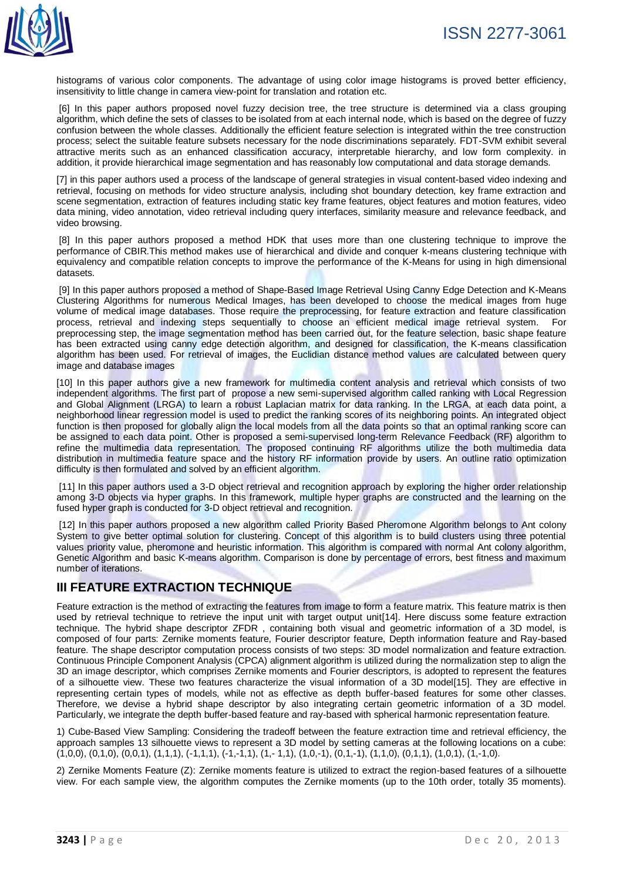histograms of various color components. The advantage of using color image histograms is proved better efficiency, insensitivity to little change in camera view-point for translation and rotation etc.

[6] In this paper authors proposed novel fuzzy decision tree, the tree structure is determined via a class grouping algorithm, which define the sets of classes to be isolated from at each internal node, which is based on the degree of fuzzy confusion between the whole classes. Additionally the efficient feature selection is integrated within the tree construction process; select the suitable feature subsets necessary for the node discriminations separately. FDT-SVM exhibit several attractive merits such as an enhanced classification accuracy, interpretable hierarchy, and low form complexity. in addition, it provide hierarchical image segmentation and has reasonably low computational and data storage demands.

[7] in this paper authors used a process of the landscape of general strategies in visual content-based video indexing and retrieval, focusing on methods for video structure analysis, including shot boundary detection, key frame extraction and scene segmentation, extraction of features including static key frame features, object features and motion features, video data mining, video annotation, video retrieval including query interfaces, similarity measure and relevance feedback, and video browsing.

[8] In this paper authors proposed a method HDK that uses more than one clustering technique to improve the performance of CBIR.This method makes use of hierarchical and divide and conquer k-means clustering technique with equivalency and compatible relation concepts to improve the performance of the K-Means for using in high dimensional datasets.

[9] In this paper authors proposed a method of Shape-Based Image Retrieval Using Canny Edge Detection and K-Means Clustering Algorithms for numerous Medical Images, has been developed to choose the medical images from huge volume of medical image databases. Those require the preprocessing, for feature extraction and feature classification process, retrieval and indexing steps sequentially to choose an efficient medical image retrieval system. For preprocessing step, the image segmentation method has been carried out, for the feature selection, basic shape feature has been extracted using canny edge detection algorithm, and designed for classification, the K-means classification algorithm has been used. For retrieval of images, the Euclidian distance method values are calculated between query image and database images

[10] In this paper authors give a new framework for multimedia content analysis and retrieval which consists of two independent algorithms. The first part of propose a new semi-supervised algorithm called ranking with Local Regression and Global Alignment (LRGA) to learn a robust Laplacian matrix for data ranking. In the LRGA, at each data point, a neighborhood linear regression model is used to predict the ranking scores of its neighboring points. An integrated object function is then proposed for globally align the local models from all the data points so that an optimal ranking score can be assigned to each data point. Other is proposed a semi-supervised long-term Relevance Feedback (RF) algorithm to refine the multimedia data representation. The proposed continuing RF algorithms utilize the both multimedia data distribution in multimedia feature space and the history RF information provide by users. An outline ratio optimization difficulty is then formulated and solved by an efficient algorithm.

[11] In this paper authors used a 3-D object retrieval and recognition approach by exploring the higher order relationship among 3-D objects via hyper graphs. In this framework, multiple hyper graphs are constructed and the learning on the fused hyper graph is conducted for 3-D object retrieval and recognition.

[12] In this paper authors proposed a new algorithm called Priority Based Pheromone Algorithm belongs to Ant colony System to give better optimal solution for clustering. Concept of this algorithm is to build clusters using three potential values priority value, pheromone and heuristic information. This algorithm is compared with normal Ant colony algorithm, Genetic Algorithm and basic K-means algorithm. Comparison is done by percentage of errors, best fitness and maximum number of iterations.

## III FEATURE EXTRACTION TECHNIQUE

Feature extraction is the method of extracting the features from image to form a feature matrix. This feature matrix is then used by retrieval technique to retrieve the input unit with target output unit[14]. Here discuss some feature extraction technique. The hybrid shape descriptor ZFDR , containing both visual and geometric information of a 3D model, is composed of four parts: Zernike moments feature, Fourier descriptor feature, Depth information feature and Ray-based feature. The shape descriptor computation process consists of two steps: 3D model normalization and feature extraction. Continuous Principle Component Analysis (CPCA) alignment algorithm is utilized during the normalization step to align the 3D an image descriptor, which comprises Zernike moments and Fourier descriptors, is adopted to represent the features of a silhouette view. These two features characterize the visual information of a 3D model[15]. They are effective in representing certain types of models, while not as effective as depth buffer-based features for some other classes. Therefore, we devise a hybrid shape descriptor by also integrating certain geometric information of a 3D model. Particularly, we integrate the depth buffer-based feature and ray-based with spherical harmonic representation feature.

1) Cube-Based View Sampling: Considering the tradeoff between the feature extraction time and retrieval efficiency, the approach samples 13 silhouette views to represent a 3D model by setting cameras at the following locations on a cube: (1,0,0), (0,1,0), (0,0,1), (1,1,1), (-1,1,1), (-1,-1,1), (1,- 1,1), (1,0,-1), (0,1,-1), (1,1,0), (0,1,1), (1,0,1), (1,-1,0).

2) Zernike Moments Feature (Z): Zernike moments feature is utilized to extract the region-based features of a silhouette view. For each sample view, the algorithm computes the Zernike moments (up to the 10th order, totally 35 moments).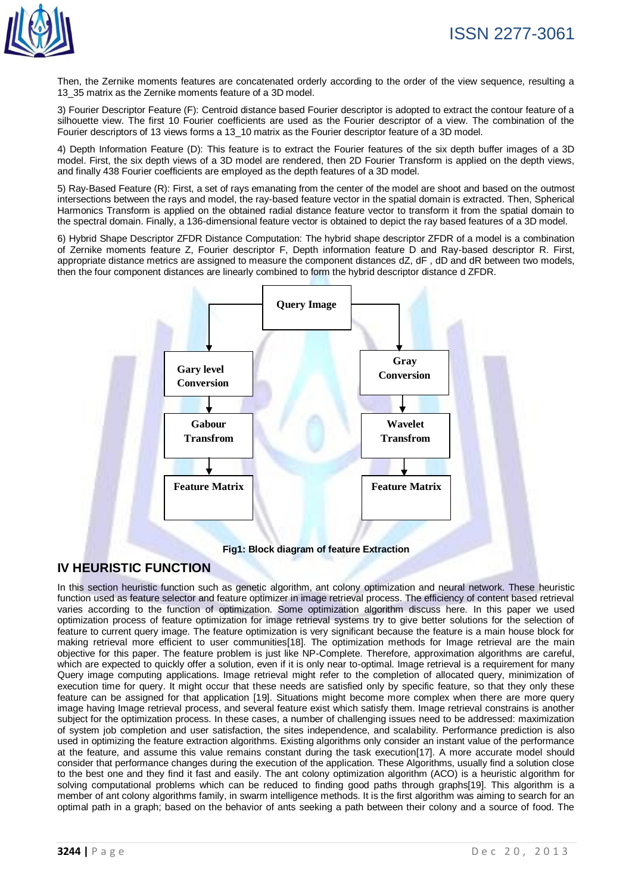Then, the Zernike moments features are concatenated orderly according to the order of the view sequence, resulting a 13_35 matrix as the Zernike moments feature of a 3D model.

3) Fourier Descriptor Feature (F): Centroid distance based Fourier descriptor is adopted to extract the contour feature of a silhouette view. The first 10 Fourier coefficients are used as the Fourier descriptor of a view. The combination of the Fourier descriptors of 13 views forms a 13_10 matrix as the Fourier descriptor feature of a 3D model.

4) Depth Information Feature (D): This feature is to extract the Fourier features of the six depth buffer images of a 3D model. First, the six depth views of a 3D model are rendered, then 2D Fourier Transform is applied on the depth views, and finally 438 Fourier coefficients are employed as the depth features of a 3D model.

5) Ray-Based Feature (R): First, a set of rays emanating from the center of the model are shoot and based on the outmost intersections between the rays and model, the ray-based feature vector in the spatial domain is extracted. Then, Spherical Harmonics Transform is applied on the obtained radial distance feature vector to transform it from the spatial domain to the spectral domain. Finally, a 136-dimensional feature vector is obtained to depict the ray based features of a 3D model.

6) Hybrid Shape Descriptor ZFDR Distance Computation: The hybrid shape descriptor ZFDR of a model is a combination of Zernike moments feature Z, Fourier descriptor F, Depth information feature D and Ray-based descriptor R. First, appropriate distance metrics are assigned to measure the component distances dZ, dF , dD and dR between two models, then the four component distances are linearly combined to form the hybrid descriptor distance d ZFDR.

Query Image

Gary level Conversion → Gabour Transfrom → Feature Matrix

Gray Conversion → Wavelet Transfrom → Feature Matrix

**Fig1: Block diagram of feature Extraction**

## IV HEURISTIC FUNCTION

In this section heuristic function such as genetic algorithm, ant colony optimization and neural network. These heuristic function used as feature selector and feature optimizer in image retrieval process. The efficiency of content based retrieval varies according to the function of optimization. Some optimization algorithm discuss here. In this paper we used optimization process of feature optimization for image retrieval systems try to give better solutions for the selection of feature to current query image. The feature optimization is very significant because the feature is a main house block for making retrieval more efficient to user communities[18]. The optimization methods for Image retrieval are the main objective for this paper. The feature problem is just like NP-Complete. Therefore, approximation algorithms are careful, which are expected to quickly offer a solution, even if it is only near to-optimal. Image retrieval is a requirement for many Query image computing applications. Image retrieval might refer to the completion of allocated query, minimization of execution time for query. It might occur that these needs are satisfied only by specific feature, so that they only these feature can be assigned for that application [19]. Situations might become more complex when there are more query image having Image retrieval process, and several feature exist which satisfy them. Image retrieval constrains is another subject for the optimization process. In these cases, a number of challenging issues need to be addressed: maximization of system job completion and user satisfaction, the sites independence, and scalability. Performance prediction is also used in optimizing the feature extraction algorithms. Existing algorithms only consider an instant value of the performance at the feature, and assume this value remains constant during the task execution[17]. A more accurate model should consider that performance changes during the execution of the application. These Algorithms, usually find a solution close to the best one and they find it fast and easily. The ant colony optimization algorithm (ACO) is a heuristic algorithm for solving computational problems which can be reduced to finding good paths through graphs[19]. This algorithm is a member of ant colony algorithms family, in swarm intelligence methods. It is the first algorithm was aiming to search for an optimal path in a graph; based on the behavior of ants seeking a path between their colony and a source of food. The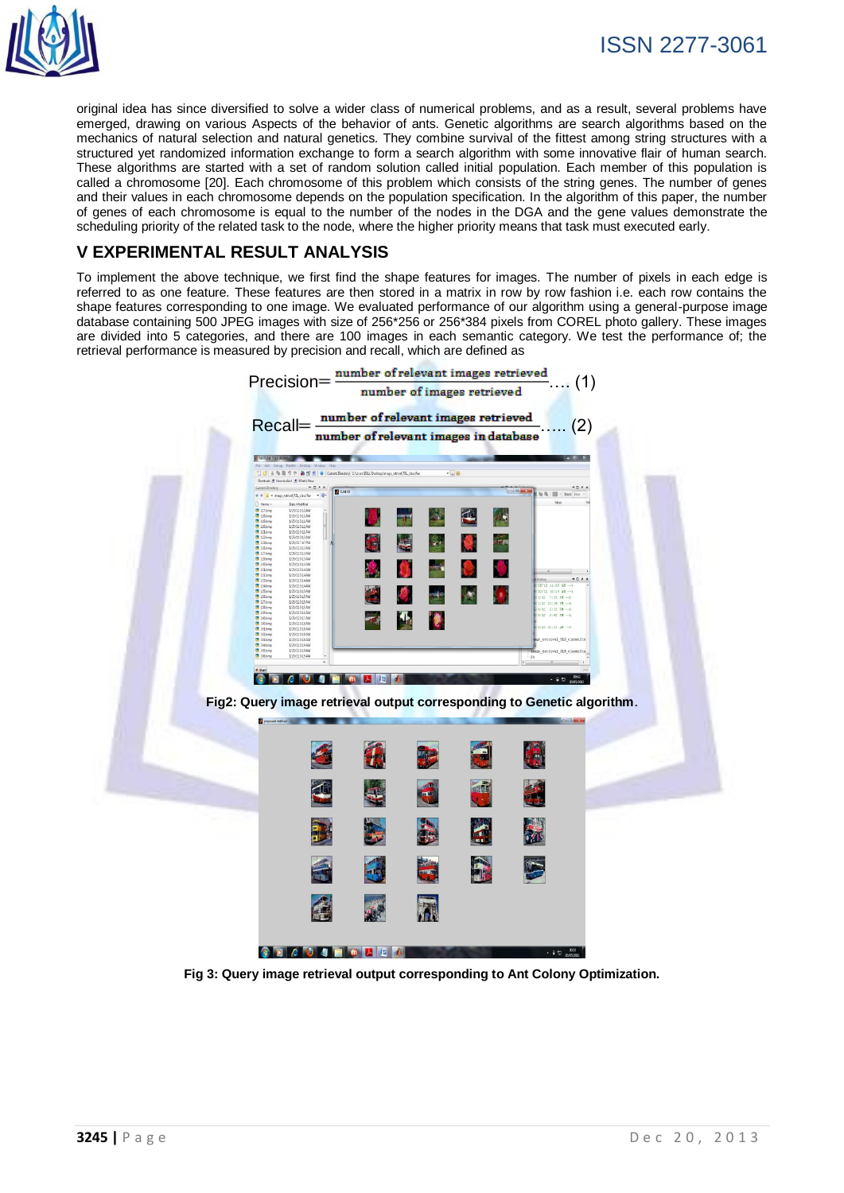original idea has since diversified to solve a wider class of numerical problems, and as a result, several problems have emerged, drawing on various Aspects of the behavior of ants. Genetic algorithms are search algorithms based on the mechanics of natural selection and natural genetics. They combine survival of the fittest among string structures with a structured yet randomized information exchange to form a search algorithm with some innovative flair of human search. These algorithms are started with a set of random solution called initial population. Each member of this population is called a chromosome [20]. Each chromosome of this problem which consists of the string genes. The number of genes and their values in each chromosome depends on the population specification. In the algorithm of this paper, the number of genes of each chromosome is equal to the number of the nodes in the DGA and the gene values demonstrate the scheduling priority of the related task to the node, where the higher priority means that task must executed early.

## V EXPERIMENTAL RESULT ANALYSIS

To implement the above technique, we first find the shape features for images. The number of pixels in each edge is referred to as one feature. These features are then stored in a matrix in row by row fashion i.e. each row contains the shape features corresponding to one image. We evaluated performance of our algorithm using a general-purpose image database containing 500 JPEG images with size of 256*256 or 256*384 pixels from COREL photo gallery. These images are divided into 5 categories, and there are 100 images in each semantic category. We test the performance of; the retrieval performance is measured by precision and recall, which are defined as

$$\text{Precision} = \frac{\text{number of relevant images retrieved}}{\text{number of images retrieved}} \quad \text{.... (1)}$$

$$\text{Recall} = \frac{\text{number of relevant images retrieved}}{\text{number of relevant images in database}} \quad \text{..... (2)}$$

**Fig2: Query image retrieval output corresponding to Genetic algorithm**.

**Fig 3: Query image retrieval output corresponding to Ant Colony Optimization.**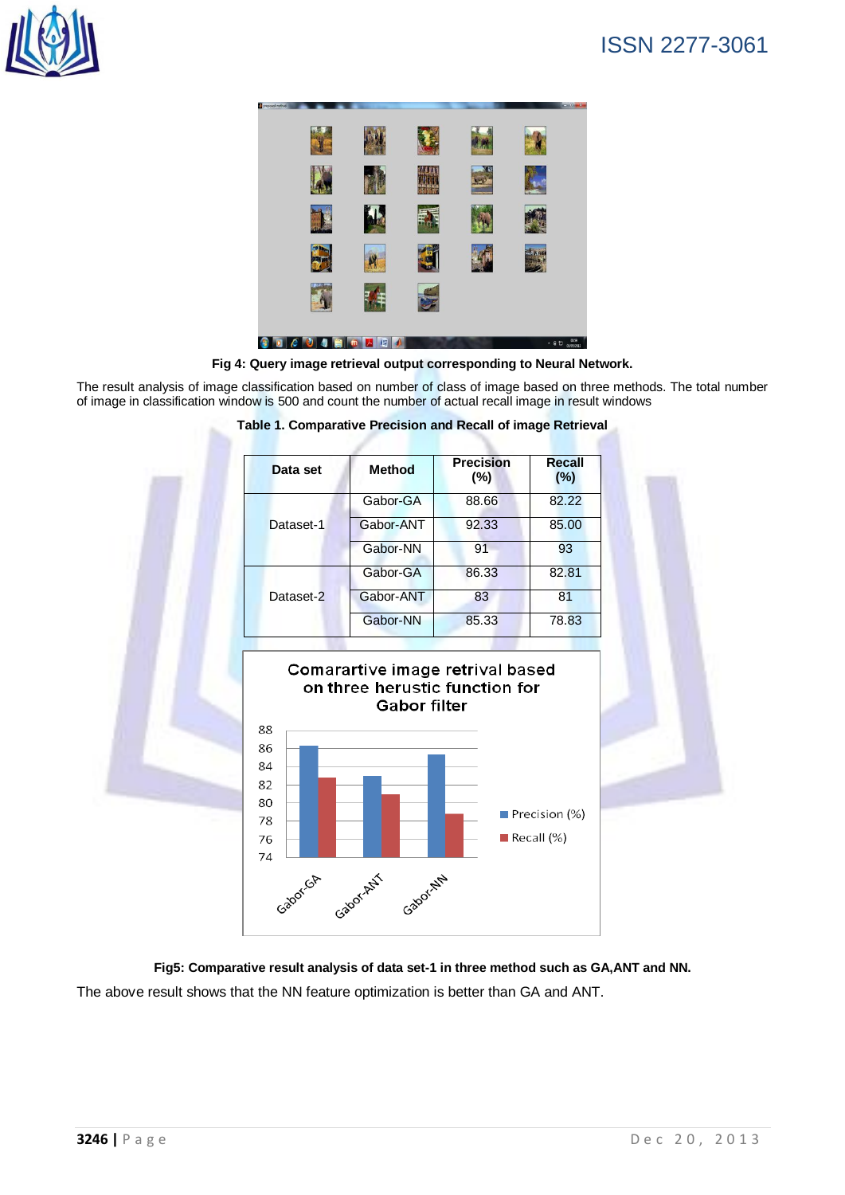**Fig 4: Query image retrieval output corresponding to Neural Network.**

The result analysis of image classification based on number of class of image based on three methods. The total number of image in classification window is 500 and count the number of actual recall image in result windows

**Table 1. Comparative Precision and Recall of image Retrieval**

| Data set | Method | Precision (%) | Recall (%) |
|---|---|---|---|
| Dataset-1 | Gabor-GA | 88.66 | 82.22 |
| | Gabor-ANT | 92.33 | 85.00 |
| | Gabor-NN | 91 | 93 |
| Dataset-2 | Gabor-GA | 86.33 | 82.81 |
| | Gabor-ANT | 83 | 81 |
| | Gabor-NN | 85.33 | 78.83 |

**Fig5: Comparative result analysis of data set-1 in three method such as GA,ANT and NN.**

The above result shows that the NN feature optimization is better than GA and ANT.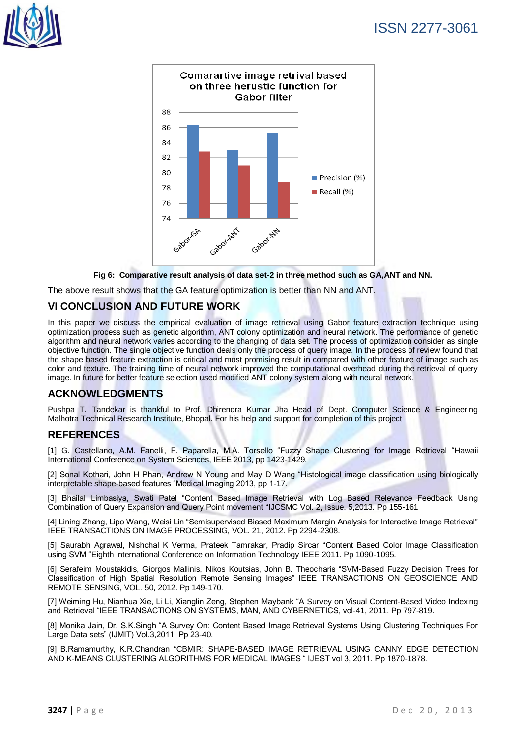Fig 6: Comparative result analysis of data set-2 in three method such as GA,ANT and NN.

The above result shows that the GA feature optimization is better than NN and ANT.

## VI CONCLUSION AND FUTURE WORK

In this paper we discuss the empirical evaluation of image retrieval using Gabor feature extraction technique using optimization process such as genetic algorithm, ANT colony optimization and neural network. The performance of genetic algorithm and neural network varies according to the changing of data set. The process of optimization consider as single objective function. The single objective function deals only the process of query image. In the process of review found that the shape based feature extraction is critical and most promising result in compared with other feature of image such as color and texture. The training time of neural network improved the computational overhead during the retrieval of query image. In future for better feature selection used modified ANT colony system along with neural network.

## ACKNOWLEDGMENTS

Pushpa T. Tandekar is thankful to Prof. Dhirendra Kumar Jha Head of Dept. Computer Science & Engineering Malhotra Technical Research Institute, Bhopal. For his help and support for completion of this project

## REFERENCES

[1] G. Castellano, A.M. Fanelli, F. Paparella, M.A. Torsello "Fuzzy Shape Clustering for Image Retrieval "Hawaii International Conference on System Sciences, IEEE 2013, pp 1423-1429.

[2] Sonal Kothari, John H Phan, Andrew N Young and May D Wang "Histological image classification using biologically interpretable shape-based features "Medical Imaging 2013, pp 1-17.

[3] Bhailal Limbasiya, Swati Patel "Content Based Image Retrieval with Log Based Relevance Feedback Using Combination of Query Expansion and Query Point movement "IJCSMC Vol. 2, Issue. 5,2013. Pp 155-161

[4] Lining Zhang, Lipo Wang, Weisi Lin "Semisupervised Biased Maximum Margin Analysis for Interactive Image Retrieval" IEEE TRANSACTIONS ON IMAGE PROCESSING, VOL. 21, 2012. Pp 2294-2308.

[5] Saurabh Agrawal, Nishchal K Verma, Prateek Tamrakar, Pradip Sircar "Content Based Color Image Classification using SVM "Eighth International Conference on Information Technology IEEE 2011. Pp 1090-1095.

[6] Serafeim Moustakidis, Giorgos Mallinis, Nikos Koutsias, John B. Theocharis "SVM-Based Fuzzy Decision Trees for Classification of High Spatial Resolution Remote Sensing Images" IEEE TRANSACTIONS ON GEOSCIENCE AND REMOTE SENSING, VOL. 50, 2012. Pp 149-170.

[7] Weiming Hu, Nianhua Xie, Li Li, Xianglin Zeng, Stephen Maybank "A Survey on Visual Content-Based Video Indexing and Retrieval "IEEE TRANSACTIONS ON SYSTEMS, MAN, AND CYBERNETICS, vol-41, 2011. Pp 797-819.

[8] Monika Jain, Dr. S.K.Singh "A Survey On: Content Based Image Retrieval Systems Using Clustering Techniques For Large Data sets" (IJMIT) Vol.3,2011. Pp 23-40.

[9] B.Ramamurthy, K.R.Chandran "CBMIR: SHAPE-BASED IMAGE RETRIEVAL USING CANNY EDGE DETECTION AND K-MEANS CLUSTERING ALGORITHMS FOR MEDICAL IMAGES " IJEST vol 3, 2011. Pp 1870-1878.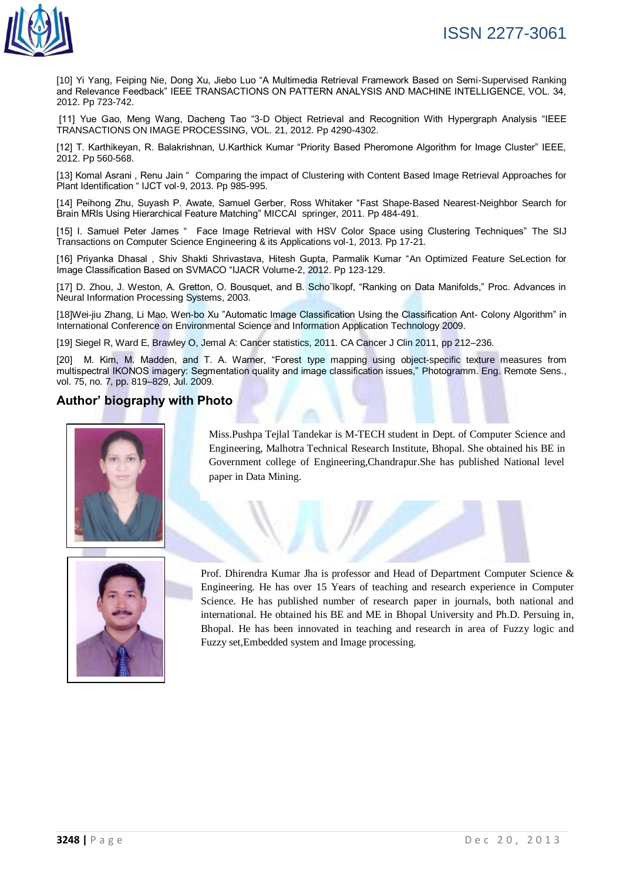[10] Yi Yang, Feiping Nie, Dong Xu, Jiebo Luo "A Multimedia Retrieval Framework Based on Semi-Supervised Ranking and Relevance Feedback" IEEE TRANSACTIONS ON PATTERN ANALYSIS AND MACHINE INTELLIGENCE, VOL. 34, 2012. Pp 723-742.

[11] Yue Gao, Meng Wang, Dacheng Tao "3-D Object Retrieval and Recognition With Hypergraph Analysis "IEEE TRANSACTIONS ON IMAGE PROCESSING, VOL. 21, 2012. Pp 4290-4302.

[12] T. Karthikeyan, R. Balakrishnan, U.Karthick Kumar "Priority Based Pheromone Algorithm for Image Cluster" IEEE, 2012. Pp 560-568.

[13] Komal Asrani , Renu Jain " Comparing the impact of Clustering with Content Based Image Retrieval Approaches for Plant Identification " IJCT vol-9, 2013. Pp 985-995.

[14] Peihong Zhu, Suyash P. Awate, Samuel Gerber, Ross Whitaker "Fast Shape-Based Nearest-Neighbor Search for Brain MRIs Using Hierarchical Feature Matching" MICCAI springer, 2011. Pp 484-491.

[15] I. Samuel Peter James " Face Image Retrieval with HSV Color Space using Clustering Techniques" The SIJ Transactions on Computer Science Engineering & its Applications vol-1, 2013. Pp 17-21.

[16] Priyanka Dhasal , Shiv Shakti Shrivastava, Hitesh Gupta, Parmalik Kumar "An Optimized Feature SeLection for Image Classification Based on SVMACO "IJACR Volume-2, 2012. Pp 123-129.

[17] D. Zhou, J. Weston, A. Gretton, O. Bousquet, and B. Scho¨lkopf, "Ranking on Data Manifolds," Proc. Advances in Neural Information Processing Systems, 2003.

[18]Wei-jiu Zhang, Li Mao, Wen-bo Xu "Automatic Image Classification Using the Classification Ant- Colony Algorithm" in International Conference on Environmental Science and Information Application Technology 2009.

[19] Siegel R, Ward E, Brawley O, Jemal A: Cancer statistics, 2011. CA Cancer J Clin 2011, pp 212–236.

[20] M. Kim, M. Madden, and T. A. Warner, "Forest type mapping using object-specific texture measures from multispectral IKONOS imagery: Segmentation quality and image classification issues," Photogramm. Eng. Remote Sens., vol. 75, no. 7, pp. 819–829, Jul. 2009.

## Author' biography with Photo

Miss.Pushpa Tejlal Tandekar is M-TECH student in Dept. of Computer Science and Engineering, Malhotra Technical Research Institute, Bhopal. She obtained his BE in Government college of Engineering,Chandrapur.She has published National level paper in Data Mining.

Prof. Dhirendra Kumar Jha is professor and Head of Department Computer Science & Engineering. He has over 15 Years of teaching and research experience in Computer Science. He has published number of research paper in journals, both national and international. He obtained his BE and ME in Bhopal University and Ph.D. Persuing in, Bhopal. He has been innovated in teaching and research in area of Fuzzy logic and Fuzzy set,Embedded system and Image processing.